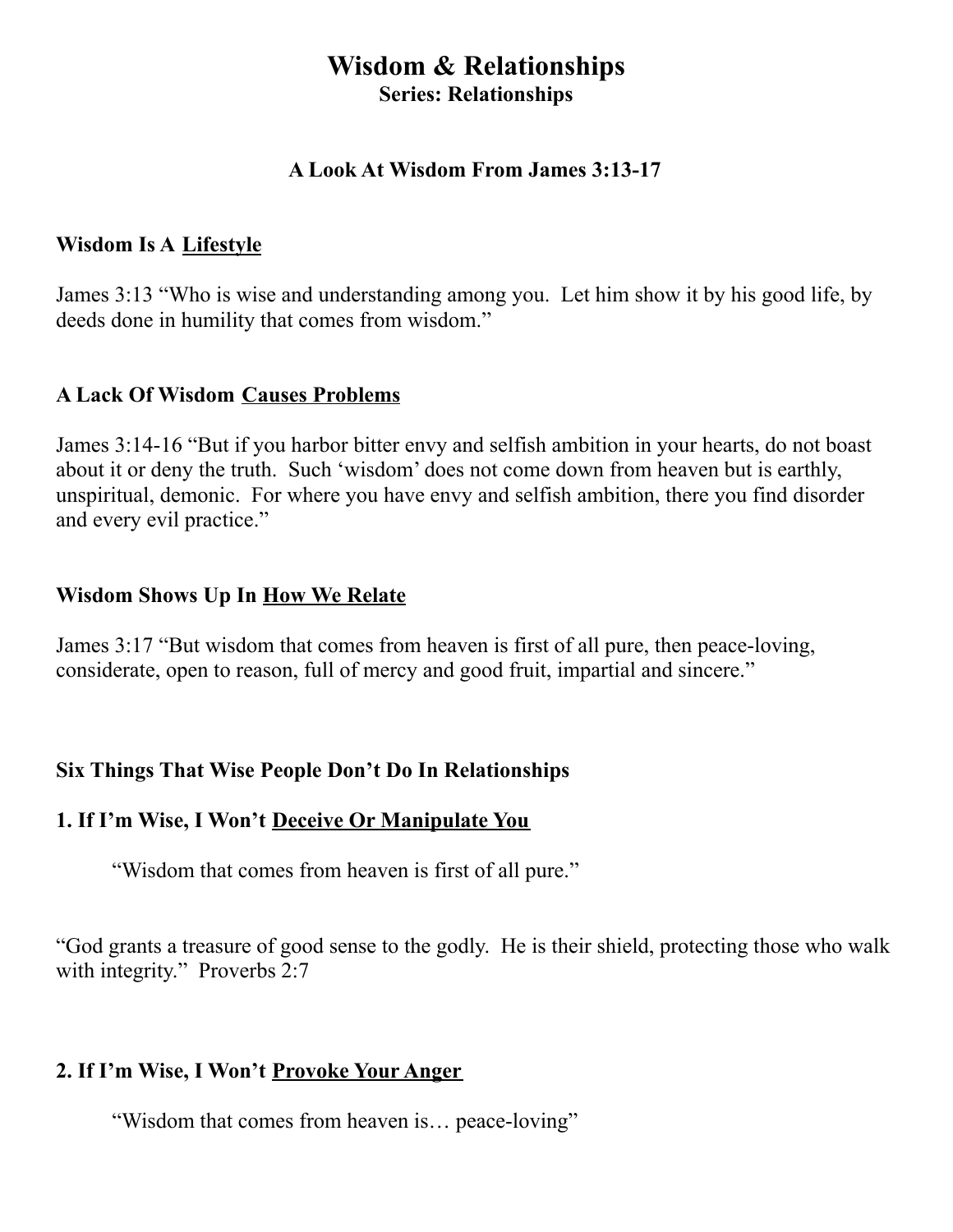# Wisdom & Relationships

**Series: Relationships**

### A Look At Wisdom From James 3:13-17

**Wisdom Is A <u>Lifestyle</u>**

James 3:13 “Who is wise and understanding among you. Let him show it by his good life, by deeds done in humility that comes from wisdom.”

**A Lack Of Wisdom <u>Causes Problems</u>**

James 3:14-16 “But if you harbor bitter envy and selfish ambition in your hearts, do not boast about it or deny the truth. Such ‘wisdom’ does not come down from heaven but is earthly, unspiritual, demonic. For where you have envy and selfish ambition, there you find disorder and every evil practice.”

**Wisdom Shows Up In <u>How We Relate</u>**

James 3:17 “But wisdom that comes from heaven is first of all pure, then peace-loving, considerate, open to reason, full of mercy and good fruit, impartial and sincere.”

**Six Things That Wise People Don’t Do In Relationships**

**1. If I’m Wise, I Won’t <u>Deceive Or Manipulate You</u>**

> “Wisdom that comes from heaven is first of all pure.”

“God grants a treasure of good sense to the godly. He is their shield, protecting those who walk with integrity.” Proverbs 2:7

**2. If I’m Wise, I Won’t <u>Provoke Your Anger</u>**

> “Wisdom that comes from heaven is… peace-loving”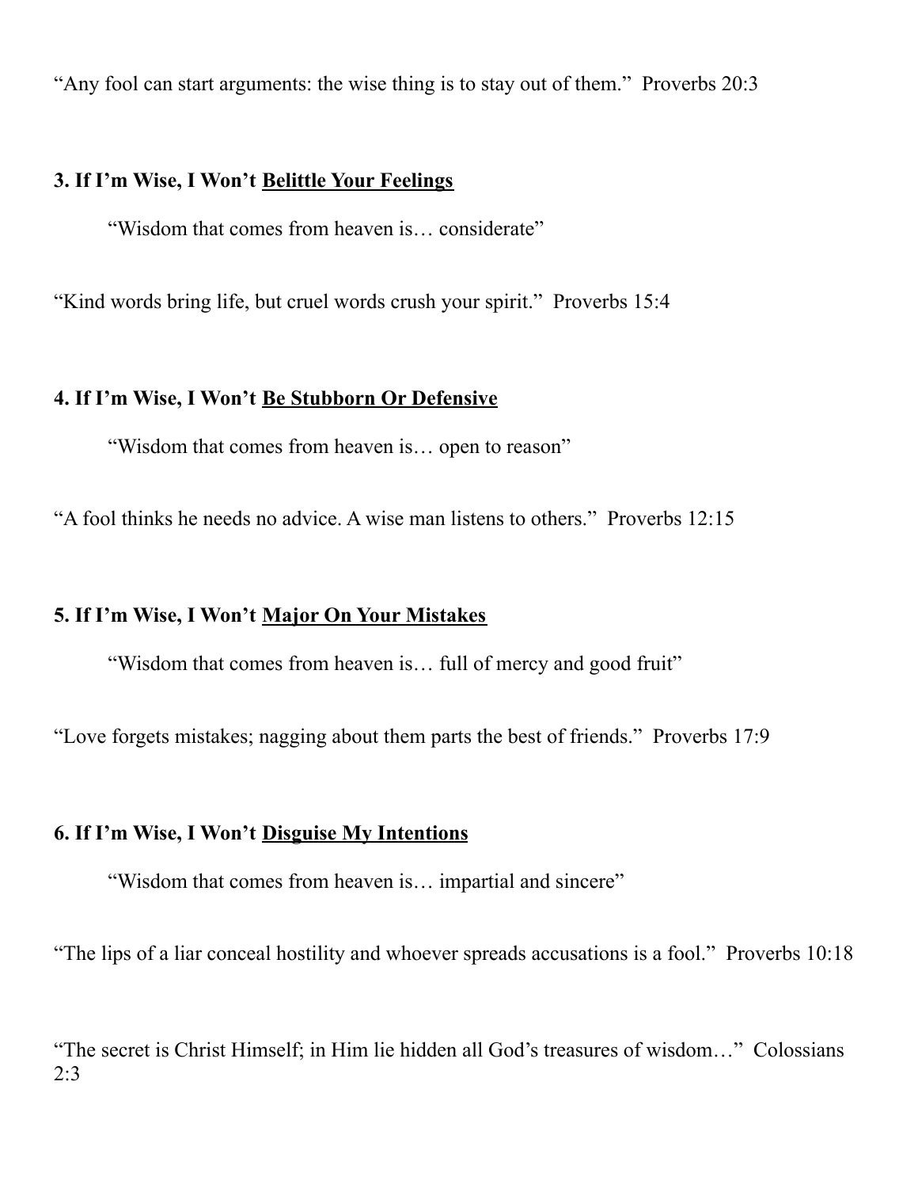"Any fool can start arguments: the wise thing is to stay out of them." Proverbs 20:3

### 3. If I'm Wise, I Won't Belittle Your Feelings

"Wisdom that comes from heaven is… considerate"

"Kind words bring life, but cruel words crush your spirit." Proverbs 15:4

### 4. If I'm Wise, I Won't Be Stubborn Or Defensive

"Wisdom that comes from heaven is… open to reason"

"A fool thinks he needs no advice. A wise man listens to others." Proverbs 12:15

### 5. If I'm Wise, I Won't Major On Your Mistakes

"Wisdom that comes from heaven is… full of mercy and good fruit"

"Love forgets mistakes; nagging about them parts the best of friends." Proverbs 17:9

### 6. If I'm Wise, I Won't Disguise My Intentions

"Wisdom that comes from heaven is… impartial and sincere"

"The lips of a liar conceal hostility and whoever spreads accusations is a fool." Proverbs 10:18

"The secret is Christ Himself; in Him lie hidden all God's treasures of wisdom…" Colossians 2:3